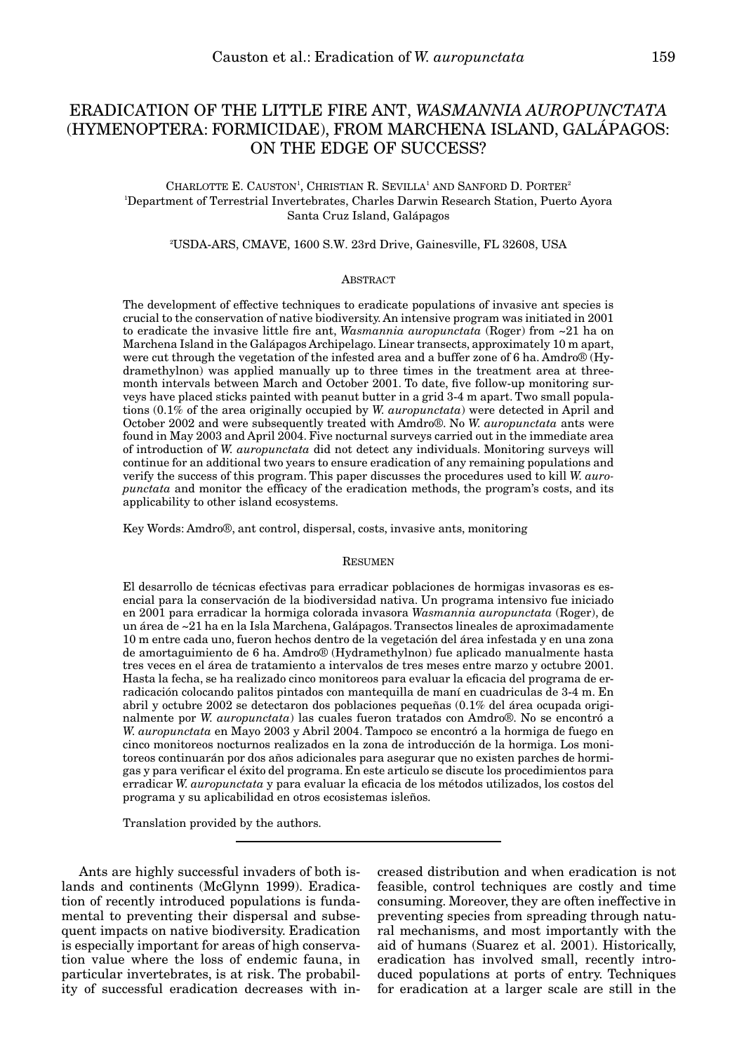# ERADICATION OF THE LITTLE FIRE ANT, *WASMANNIA AUROPUNCTATA* (HYMENOPTERA: FORMICIDAE), FROM MARCHENA ISLAND, GALÁPAGOS: ON THE EDGE OF SUCCESS?

CHARLOTTE E. CAUSTON[1], CHRISTIAN R. SEVILLA[1] AND SANFORD D. PORTER[2]

[1]Department of Terrestrial Invertebrates, Charles Darwin Research Station, Puerto Ayora Santa Cruz Island, Galápagos

[2]USDA-ARS, CMAVE, 1600 S.W. 23rd Drive, Gainesville, FL 32608, USA

## ABSTRACT

The development of effective techniques to eradicate populations of invasive ant species is crucial to the conservation of native biodiversity. An intensive program was initiated in 2001 to eradicate the invasive little fire ant, *Wasmannia auropunctata* (Roger) from ~21 ha on Marchena Island in the Galápagos Archipelago. Linear transects, approximately 10 m apart, were cut through the vegetation of the infested area and a buffer zone of 6 ha. Amdro® (Hydramethylnon) was applied manually up to three times in the treatment area at three-month intervals between March and October 2001. To date, five follow-up monitoring surveys have placed sticks painted with peanut butter in a grid 3-4 m apart. Two small populations (0.1% of the area originally occupied by *W. auropunctata*) were detected in April and October 2002 and were subsequently treated with Amdro®. No *W. auropunctata* ants were found in May 2003 and April 2004. Five nocturnal surveys carried out in the immediate area of introduction of *W. auropunctata* did not detect any individuals. Monitoring surveys will continue for an additional two years to ensure eradication of any remaining populations and verify the success of this program. This paper discusses the procedures used to kill *W. auropunctata* and monitor the efficacy of the eradication methods, the program's costs, and its applicability to other island ecosystems.

Key Words: Amdro®, ant control, dispersal, costs, invasive ants, monitoring

## RESUMEN

El desarrollo de técnicas efectivas para erradicar poblaciones de hormigas invasoras es esencial para la conservación de la biodiversidad nativa. Un programa intensivo fue iniciado en 2001 para erradicar la hormiga colorada invasora *Wasmannia auropunctata* (Roger), de un área de ~21 ha en la Isla Marchena, Galápagos. Transectos lineales de aproximadamente 10 m entre cada uno, fueron hechos dentro de la vegetación del área infestada y en una zona de amortaguimiento de 6 ha. Amdro® (Hydramethylnon) fue aplicado manualmente hasta tres veces en el área de tratamiento a intervalos de tres meses entre marzo y octubre 2001. Hasta la fecha, se ha realizado cinco monitoreos para evaluar la eficacia del programa de erradicación colocando palitos pintados con mantequilla de maní en cuadriculas de 3-4 m. En abril y octubre 2002 se detectaron dos poblaciones pequeñas (0.1% del área ocupada originalmente por *W. auropunctata*) las cuales fueron tratados con Amdro®. No se encontró a *W. auropunctata* en Mayo 2003 y Abril 2004. Tampoco se encontró a la hormiga de fuego en cinco monitoreos nocturnos realizados en la zona de introducción de la hormiga. Los monitoreos continuarán por dos años adicionales para asegurar que no existen parches de hormigas y para verificar el éxito del programa. En este artículo se discute los procedimientos para erradicar *W. auropunctata* y para evaluar la eficacia de los métodos utilizados, los costos del programa y su aplicabilidad en otros ecosistemas isleños.

Translation provided by the authors.

---

Ants are highly successful invaders of both islands and continents (McGlynn 1999). Eradication of recently introduced populations is fundamental to preventing their dispersal and subsequent impacts on native biodiversity. Eradication is especially important for areas of high conservation value where the loss of endemic fauna, in particular invertebrates, is at risk. The probability of successful eradication decreases with increased distribution and when eradication is not feasible, control techniques are costly and time consuming. Moreover, they are often ineffective in preventing species from spreading through natural mechanisms, and most importantly with the aid of humans (Suarez et al. 2001). Historically, eradication has involved small, recently introduced populations at ports of entry. Techniques for eradication at a larger scale are still in the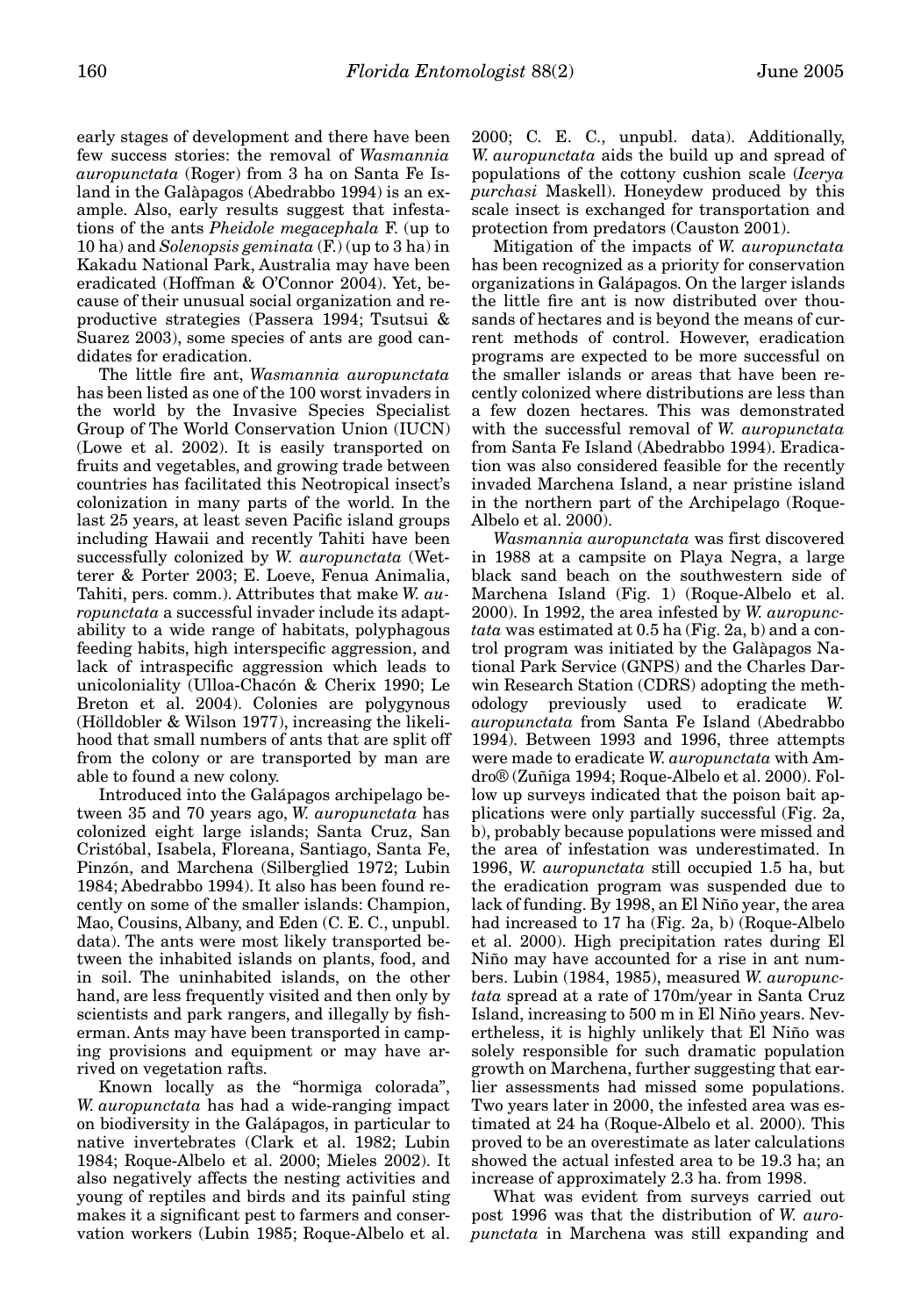early stages of development and there have been few success stories: the removal of *Wasmannia auropunctata* (Roger) from 3 ha on Santa Fe Island in the Galàpagos (Abedrabbo 1994) is an example. Also, early results suggest that infestations of the ants *Pheidole megacephala* F. (up to 10 ha) and *Solenopsis geminata* (F.) (up to 3 ha) in Kakadu National Park, Australia may have been eradicated (Hoffman & O'Connor 2004). Yet, because of their unusual social organization and reproductive strategies (Passera 1994; Tsutsui & Suarez 2003), some species of ants are good candidates for eradication.

The little fire ant, *Wasmannia auropunctata* has been listed as one of the 100 worst invaders in the world by the Invasive Species Specialist Group of The World Conservation Union (IUCN) (Lowe et al. 2002). It is easily transported on fruits and vegetables, and growing trade between countries has facilitated this Neotropical insect's colonization in many parts of the world. In the last 25 years, at least seven Pacific island groups including Hawaii and recently Tahiti have been successfully colonized by *W. auropunctata* (Wetterer & Porter 2003; E. Loeve, Fenua Animalia, Tahiti, pers. comm.). Attributes that make *W. auropunctata* a successful invader include its adaptability to a wide range of habitats, polyphagous feeding habits, high interspecific aggression, and lack of intraspecific aggression which leads to unicoloniality (Ulloa-Chacón & Cherix 1990; Le Breton et al. 2004). Colonies are polygynous (Hölldobler & Wilson 1977), increasing the likelihood that small numbers of ants that are split off from the colony or are transported by man are able to found a new colony.

Introduced into the Galápagos archipelago between 35 and 70 years ago, *W. auropunctata* has colonized eight large islands; Santa Cruz, San Cristóbal, Isabela, Floreana, Santiago, Santa Fe, Pinzón, and Marchena (Silberglied 1972; Lubin 1984; Abedrabbo 1994). It also has been found recently on some of the smaller islands: Champion, Mao, Cousins, Albany, and Eden (C. E. C., unpubl. data). The ants were most likely transported between the inhabited islands on plants, food, and in soil. The uninhabited islands, on the other hand, are less frequently visited and then only by scientists and park rangers, and illegally by fisherman. Ants may have been transported in camping provisions and equipment or may have arrived on vegetation rafts.

Known locally as the "hormiga colorada", *W. auropunctata* has had a wide-ranging impact on biodiversity in the Galápagos, in particular to native invertebrates (Clark et al. 1982; Lubin 1984; Roque-Albelo et al. 2000; Mieles 2002). It also negatively affects the nesting activities and young of reptiles and birds and its painful sting makes it a significant pest to farmers and conservation workers (Lubin 1985; Roque-Albelo et al. 2000; C. E. C., unpubl. data). Additionally, *W. auropunctata* aids the build up and spread of populations of the cottony cushion scale (*Icerya purchasi* Maskell). Honeydew produced by this scale insect is exchanged for transportation and protection from predators (Causton 2001).

Mitigation of the impacts of *W. auropunctata* has been recognized as a priority for conservation organizations in Galápagos. On the larger islands the little fire ant is now distributed over thousands of hectares and is beyond the means of current methods of control. However, eradication programs are expected to be more successful on the smaller islands or areas that have been recently colonized where distributions are less than a few dozen hectares. This was demonstrated with the successful removal of *W. auropunctata* from Santa Fe Island (Abedrabbo 1994). Eradication was also considered feasible for the recently invaded Marchena Island, a near pristine island in the northern part of the Archipelago (Roque-Albelo et al. 2000).

*Wasmannia auropunctata* was first discovered in 1988 at a campsite on Playa Negra, a large black sand beach on the southwestern side of Marchena Island (Fig. 1) (Roque-Albelo et al. 2000). In 1992, the area infested by *W. auropunctata* was estimated at 0.5 ha (Fig. 2a, b) and a control program was initiated by the Galàpagos National Park Service (GNPS) and the Charles Darwin Research Station (CDRS) adopting the methodology previously used to eradicate *W. auropunctata* from Santa Fe Island (Abedrabbo 1994). Between 1993 and 1996, three attempts were made to eradicate *W. auropunctata* with Amdro® (Zuñiga 1994; Roque-Albelo et al. 2000). Follow up surveys indicated that the poison bait applications were only partially successful (Fig. 2a, b), probably because populations were missed and the area of infestation was underestimated. In 1996, *W. auropunctata* still occupied 1.5 ha, but the eradication program was suspended due to lack of funding. By 1998, an El Niño year, the area had increased to 17 ha (Fig. 2a, b) (Roque-Albelo et al. 2000). High precipitation rates during El Niño may have accounted for a rise in ant numbers. Lubin (1984, 1985), measured *W. auropunctata* spread at a rate of 170m/year in Santa Cruz Island, increasing to 500 m in El Niño years. Nevertheless, it is highly unlikely that El Niño was solely responsible for such dramatic population growth on Marchena, further suggesting that earlier assessments had missed some populations. Two years later in 2000, the infested area was estimated at 24 ha (Roque-Albelo et al. 2000). This proved to be an overestimate as later calculations showed the actual infested area to be 19.3 ha; an increase of approximately 2.3 ha. from 1998.

What was evident from surveys carried out post 1996 was that the distribution of *W. auropunctata* in Marchena was still expanding and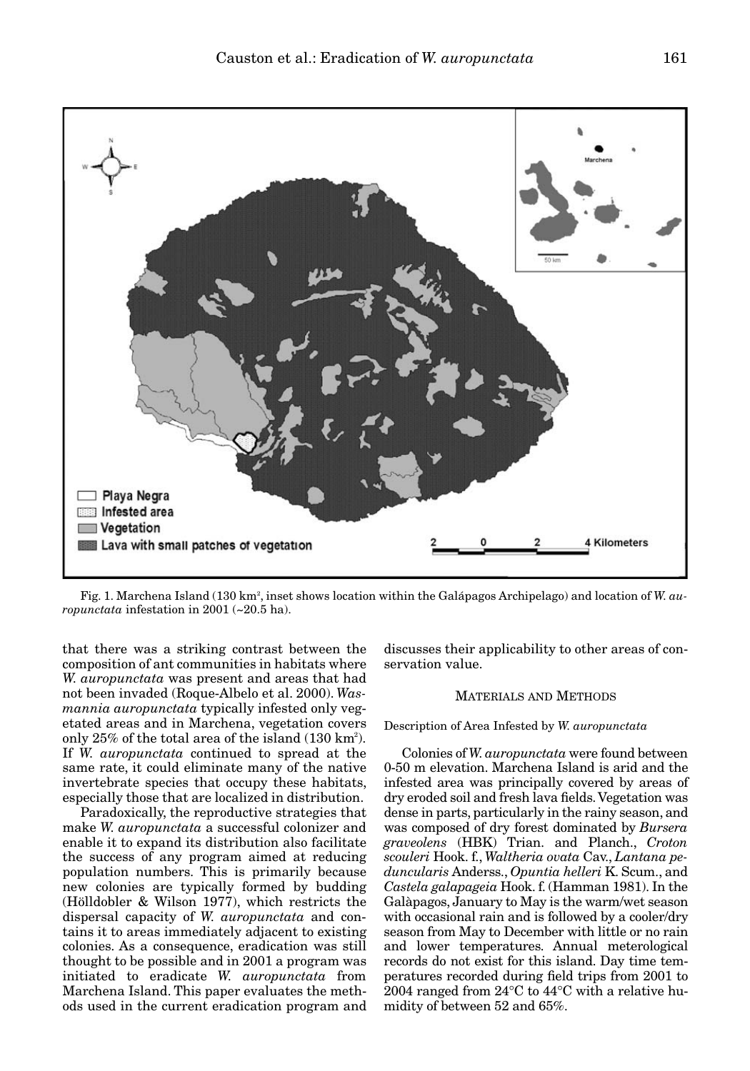Fig. 1. Marchena Island (130 km$^2$, inset shows location within the Galápagos Archipelago) and location of *W. auropunctata* infestation in 2001 (~20.5 ha).

that there was a striking contrast between the composition of ant communities in habitats where *W. auropunctata* was present and areas that had not been invaded (Roque-Albelo et al. 2000). *Wasmannia auropunctata* typically infested only vegetated areas and in Marchena, vegetation covers only 25% of the total area of the island (130 km$^2$). If *W. auropunctata* continued to spread at the same rate, it could eliminate many of the native invertebrate species that occupy these habitats, especially those that are localized in distribution.

Paradoxically, the reproductive strategies that make *W. auropunctata* a successful colonizer and enable it to expand its distribution also facilitate the success of any program aimed at reducing population numbers. This is primarily because new colonies are typically formed by budding (Hölldobler & Wilson 1977), which restricts the dispersal capacity of *W. auropunctata* and contains it to areas immediately adjacent to existing colonies. As a consequence, eradication was still thought to be possible and in 2001 a program was initiated to eradicate *W. auropunctata* from Marchena Island. This paper evaluates the methods used in the current eradication program and discusses their applicability to other areas of conservation value.

## Materials and Methods

### Description of Area Infested by *W. auropunctata*

Colonies of *W. auropunctata* were found between 0-50 m elevation. Marchena Island is arid and the infested area was principally covered by areas of dry eroded soil and fresh lava fields. Vegetation was dense in parts, particularly in the rainy season, and was composed of dry forest dominated by *Bursera graveolens* (HBK) Trian. and Planch., *Croton scouleri* Hook. f., *Waltheria ovata* Cav., *Lantana peduncularis* Anderss., *Opuntia helleri* K. Scum., and *Castela galapageia* Hook. f. (Hamman 1981). In the Galàpagos, January to May is the warm/wet season with occasional rain and is followed by a cooler/dry season from May to December with little or no rain and lower temperatures. Annual meterological records do not exist for this island. Day time temperatures recorded during field trips from 2001 to 2004 ranged from 24°C to 44°C with a relative humidity of between 52 and 65%.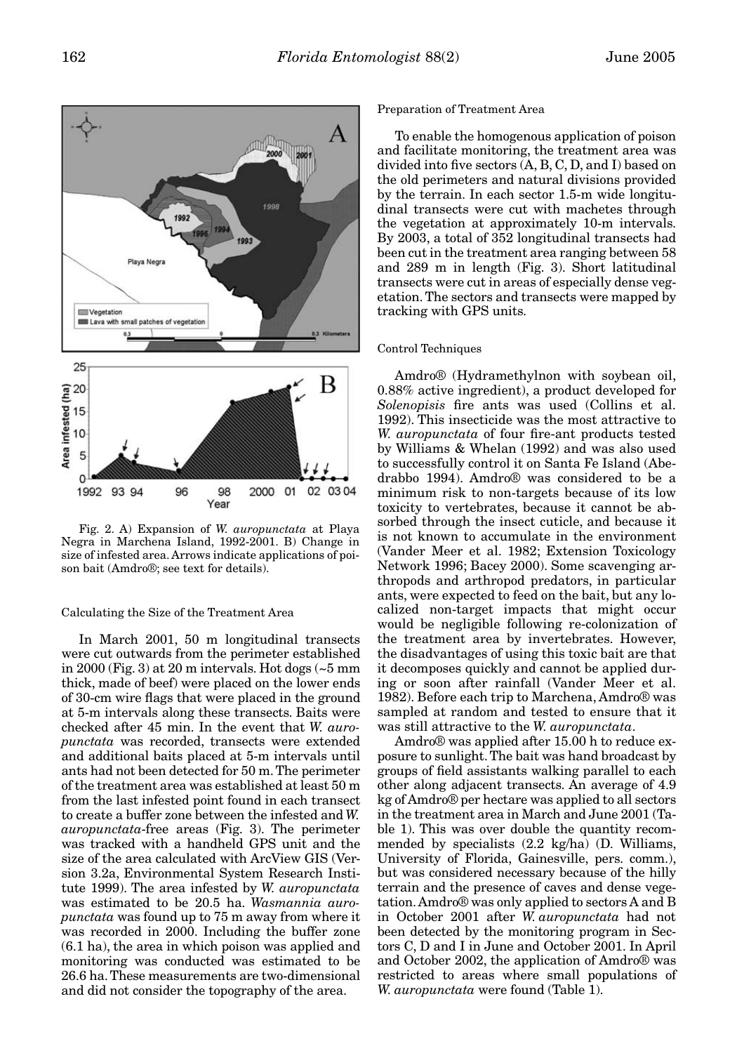Fig. 2. A) Expansion of *W. auropunctata* at Playa Negra in Marchena Island, 1992-2001. B) Change in size of infested area. Arrows indicate applications of poison bait (Amdro®; see text for details).

### Calculating the Size of the Treatment Area

In March 2001, 50 m longitudinal transects were cut outwards from the perimeter established in 2000 (Fig. 3) at 20 m intervals. Hot dogs (~5 mm thick, made of beef) were placed on the lower ends of 30-cm wire flags that were placed in the ground at 5-m intervals along these transects. Baits were checked after 45 min. In the event that *W. auropunctata* was recorded, transects were extended and additional baits placed at 5-m intervals until ants had not been detected for 50 m. The perimeter of the treatment area was established at least 50 m from the last infested point found in each transect to create a buffer zone between the infested and *W. auropunctata*-free areas (Fig. 3). The perimeter was tracked with a handheld GPS unit and the size of the area calculated with ArcView GIS (Version 3.2a, Environmental System Research Institute 1999). The area infested by *W. auropunctata* was estimated to be 20.5 ha. *Wasmannia auropunctata* was found up to 75 m away from where it was recorded in 2000. Including the buffer zone (6.1 ha), the area in which poison was applied and monitoring was conducted was estimated to be 26.6 ha. These measurements are two-dimensional and did not consider the topography of the area.

### Preparation of Treatment Area

To enable the homogenous application of poison and facilitate monitoring, the treatment area was divided into five sectors (A, B, C, D, and I) based on the old perimeters and natural divisions provided by the terrain. In each sector 1.5-m wide longitudinal transects were cut with machetes through the vegetation at approximately 10-m intervals. By 2003, a total of 352 longitudinal transects had been cut in the treatment area ranging between 58 and 289 m in length (Fig. 3). Short latitudinal transects were cut in areas of especially dense vegetation. The sectors and transects were mapped by tracking with GPS units.

### Control Techniques

Amdro® (Hydramethylnon with soybean oil, 0.88% active ingredient), a product developed for *Solenopisis* fire ants was used (Collins et al. 1992). This insecticide was the most attractive to *W. auropunctata* of four fire-ant products tested by Williams & Whelan (1992) and was also used to successfully control it on Santa Fe Island (Abedrabbo 1994). Amdro® was considered to be a minimum risk to non-targets because of its low toxicity to vertebrates, because it cannot be absorbed through the insect cuticle, and because it is not known to accumulate in the environment (Vander Meer et al. 1982; Extension Toxicology Network 1996; Bacey 2000). Some scavenging arthropods and arthropod predators, in particular ants, were expected to feed on the bait, but any localized non-target impacts that might occur would be negligible following re-colonization of the treatment area by invertebrates. However, the disadvantages of using this toxic bait are that it decomposes quickly and cannot be applied during or soon after rainfall (Vander Meer et al. 1982). Before each trip to Marchena, Amdro® was sampled at random and tested to ensure that it was still attractive to the *W. auropunctata*.

Amdro® was applied after 15.00 h to reduce exposure to sunlight. The bait was hand broadcast by groups of field assistants walking parallel to each other along adjacent transects. An average of 4.9 kg of Amdro® per hectare was applied to all sectors in the treatment area in March and June 2001 (Table 1). This was over double the quantity recommended by specialists (2.2 kg/ha) (D. Williams, University of Florida, Gainesville, pers. comm.), but was considered necessary because of the hilly terrain and the presence of caves and dense vegetation. Amdro® was only applied to sectors A and B in October 2001 after *W. auropunctata* had not been detected by the monitoring program in Sectors C, D and I in June and October 2001. In April and October 2002, the application of Amdro® was restricted to areas where small populations of *W. auropunctata* were found (Table 1).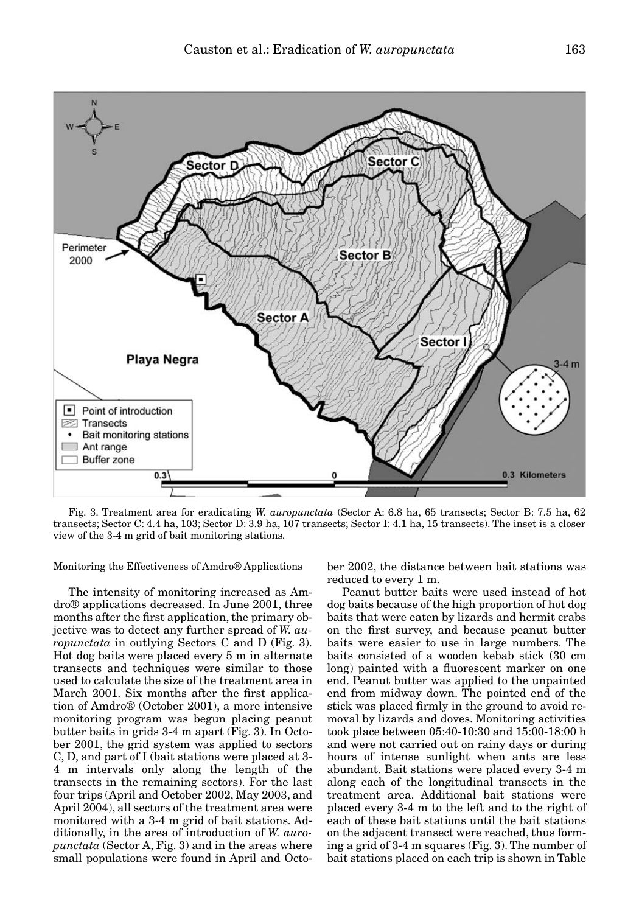Fig. 3. Treatment area for eradicating *W. auropunctata* (Sector A: 6.8 ha, 65 transects; Sector B: 7.5 ha, 62 transects; Sector C: 4.4 ha, 103; Sector D: 3.9 ha, 107 transects; Sector I: 4.1 ha, 15 transects). The inset is a closer view of the 3-4 m grid of bait monitoring stations.

Monitoring the Effectiveness of Amdro® Applications

The intensity of monitoring increased as Amdro® applications decreased. In June 2001, three months after the first application, the primary objective was to detect any further spread of *W. auropunctata* in outlying Sectors C and D (Fig. 3). Hot dog baits were placed every 5 m in alternate transects and techniques were similar to those used to calculate the size of the treatment area in March 2001. Six months after the first application of Amdro® (October 2001), a more intensive monitoring program was begun placing peanut butter baits in grids 3-4 m apart (Fig. 3). In October 2001, the grid system was applied to sectors C, D, and part of I (bait stations were placed at 3-4 m intervals only along the length of the transects in the remaining sectors). For the last four trips (April and October 2002, May 2003, and April 2004), all sectors of the treatment area were monitored with a 3-4 m grid of bait stations. Additionally, in the area of introduction of *W. auropunctata* (Sector A, Fig. 3) and in the areas where small populations were found in April and October 2002, the distance between bait stations was reduced to every 1 m.

Peanut butter baits were used instead of hot dog baits because of the high proportion of hot dog baits that were eaten by lizards and hermit crabs on the first survey, and because peanut butter baits were easier to use in large numbers. The baits consisted of a wooden kebab stick (30 cm long) painted with a fluorescent marker on one end. Peanut butter was applied to the unpainted end from midway down. The pointed end of the stick was placed firmly in the ground to avoid removal by lizards and doves. Monitoring activities took place between 05:40-10:30 and 15:00-18:00 h and were not carried out on rainy days or during hours of intense sunlight when ants are less abundant. Bait stations were placed every 3-4 m along each of the longitudinal transects in the treatment area. Additional bait stations were placed every 3-4 m to the left and to the right of each of these bait stations until the bait stations on the adjacent transect were reached, thus forming a grid of 3-4 m squares (Fig. 3). The number of bait stations placed on each trip is shown in Table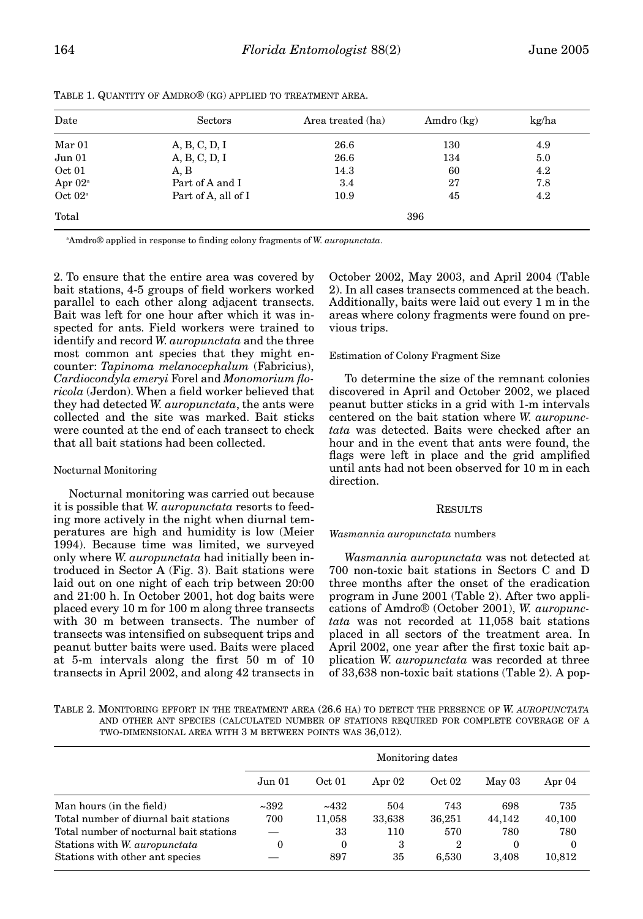TABLE 1. QUANTITY OF AMDRO® (KG) APPLIED TO TREATMENT AREA.

| Date | Sectors | Area treated (ha) | Amdro (kg) | kg/ha |
|---|---|---|---|---|
| Mar 01 | A, B, C, D, I | 26.6 | 130 | 4.9 |
| Jun 01 | A, B, C, D, I | 26.6 | 134 | 5.0 |
| Oct 01 | A, B | 14.3 | 60 | 4.2 |
| Apr 02[a] | Part of A and I | 3.4 | 27 | 7.8 |
| Oct 02[a] | Part of A, all of I | 10.9 | 45 | 4.2 |
| Total | | | 396 | |

[a]Amdro® applied in response to finding colony fragments of *W. auropunctata*.

2. To ensure that the entire area was covered by bait stations, 4-5 groups of field workers worked parallel to each other along adjacent transects. Bait was left for one hour after which it was inspected for ants. Field workers were trained to identify and record *W. auropunctata* and the three most common ant species that they might encounter: *Tapinoma melanocephalum* (Fabricius), *Cardiocondyla emeryi* Forel and *Monomorium floricola* (Jerdon). When a field worker believed that they had detected *W. auropunctata*, the ants were collected and the site was marked. Bait sticks were counted at the end of each transect to check that all bait stations had been collected.

### Nocturnal Monitoring

Nocturnal monitoring was carried out because it is possible that *W. auropunctata* resorts to feeding more actively in the night when diurnal temperatures are high and humidity is low (Meier 1994). Because time was limited, we surveyed only where *W. auropunctata* had initially been introduced in Sector A (Fig. 3). Bait stations were laid out on one night of each trip between 20:00 and 21:00 h. In October 2001, hot dog baits were placed every 10 m for 100 m along three transects with 30 m between transects. The number of transects was intensified on subsequent trips and peanut butter baits were used. Baits were placed at 5-m intervals along the first 50 m of 10 transects in April 2002, and along 42 transects in October 2002, May 2003, and April 2004 (Table 2). In all cases transects commenced at the beach. Additionally, baits were laid out every 1 m in the areas where colony fragments were found on previous trips.

### Estimation of Colony Fragment Size

To determine the size of the remnant colonies discovered in April and October 2002, we placed peanut butter sticks in a grid with 1-m intervals centered on the bait station where *W. auropunctata* was detected. Baits were checked after an hour and in the event that ants were found, the flags were left in place and the grid amplified until ants had not been observed for 10 m in each direction.

## RESULTS

### *Wasmannia auropunctata* numbers

*Wasmannia auropunctata* was not detected at 700 non-toxic bait stations in Sectors C and D three months after the onset of the eradication program in June 2001 (Table 2). After two applications of Amdro® (October 2001), *W. auropunctata* was not recorded at 11,058 bait stations placed in all sectors of the treatment area. In April 2002, one year after the first toxic bait application *W. auropunctata* was recorded at three of 33,638 non-toxic bait stations (Table 2). A pop-

TABLE 2. MONITORING EFFORT IN THE TREATMENT AREA (26.6 HA) TO DETECT THE PRESENCE OF *W. AUROPUNCTATA* AND OTHER ANT SPECIES (CALCULATED NUMBER OF STATIONS REQUIRED FOR COMPLETE COVERAGE OF A TWO-DIMENSIONAL AREA WITH 3 M BETWEEN POINTS WAS 36,012).

| | Monitoring dates | | | | | |
|---|---|---|---|---|---|---|
| | Jun 01 | Oct 01 | Apr 02 | Oct 02 | May 03 | Apr 04 |
| Man hours (in the field) | ~392 | ~432 | 504 | 743 | 698 | 735 |
| Total number of diurnal bait stations | 700 | 11,058 | 33,638 | 36,251 | 44,142 | 40,100 |
| Total number of nocturnal bait stations | — | 33 | 110 | 570 | 780 | 780 |
| Stations with *W. auropunctata* | 0 | 0 | 3 | 2 | 0 | 0 |
| Stations with other ant species | — | 897 | 35 | 6,530 | 3,408 | 10,812 |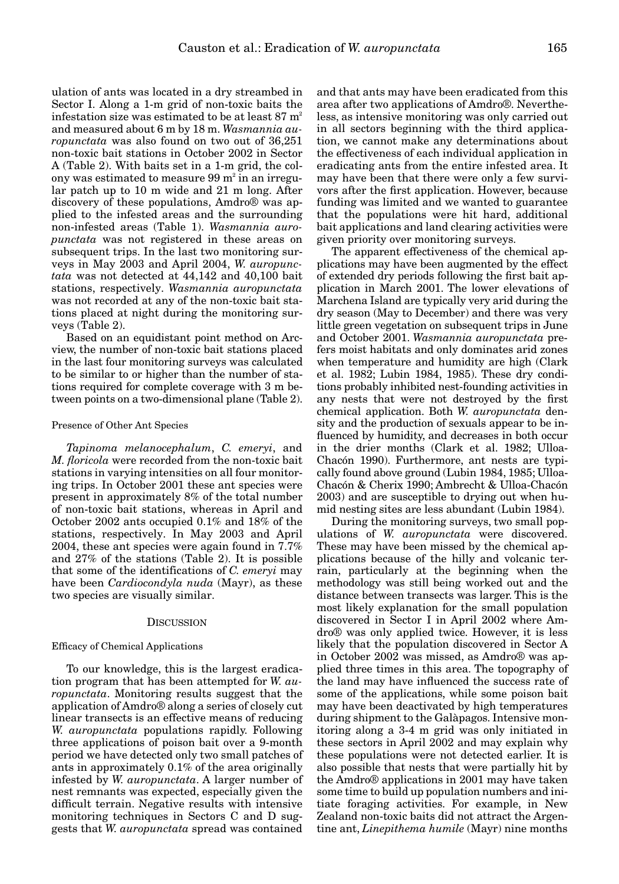ulation of ants was located in a dry streambed in Sector I. Along a 1-m grid of non-toxic baits the infestation size was estimated to be at least 87 $m^2$ and measured about 6 m by 18 m. *Wasmannia auropunctata* was also found on two out of 36,251 non-toxic bait stations in October 2002 in Sector A (Table 2). With baits set in a 1-m grid, the colony was estimated to measure 99 $m^2$ in an irregular patch up to 10 m wide and 21 m long. After discovery of these populations, Amdro® was applied to the infested areas and the surrounding non-infested areas (Table 1). *Wasmannia auropunctata* was not registered in these areas on subsequent trips. In the last two monitoring surveys in May 2003 and April 2004, *W. auropunctata* was not detected at 44,142 and 40,100 bait stations, respectively. *Wasmannia auropunctata* was not recorded at any of the non-toxic bait stations placed at night during the monitoring surveys (Table 2).

Based on an equidistant point method on Arcview, the number of non-toxic bait stations placed in the last four monitoring surveys was calculated to be similar to or higher than the number of stations required for complete coverage with 3 m between points on a two-dimensional plane (Table 2).

### Presence of Other Ant Species

*Tapinoma melanocephalum*, *C. emeryi*, and *M. floricola* were recorded from the non-toxic bait stations in varying intensities on all four monitoring trips. In October 2001 these ant species were present in approximately 8% of the total number of non-toxic bait stations, whereas in April and October 2002 ants occupied 0.1% and 18% of the stations, respectively. In May 2003 and April 2004, these ant species were again found in 7.7% and 27% of the stations (Table 2). It is possible that some of the identifications of *C. emeryi* may have been *Cardiocondyla nuda* (Mayr), as these two species are visually similar.

## Discussion

### Efficacy of Chemical Applications

To our knowledge, this is the largest eradication program that has been attempted for *W. auropunctata*. Monitoring results suggest that the application of Amdro® along a series of closely cut linear transects is an effective means of reducing *W. auropunctata* populations rapidly. Following three applications of poison bait over a 9-month period we have detected only two small patches of ants in approximately 0.1% of the area originally infested by *W. auropunctata*. A larger number of nest remnants was expected, especially given the difficult terrain. Negative results with intensive monitoring techniques in Sectors C and D suggests that *W. auropunctata* spread was contained and that ants may have been eradicated from this area after two applications of Amdro®. Nevertheless, as intensive monitoring was only carried out in all sectors beginning with the third application, we cannot make any determinations about the effectiveness of each individual application in eradicating ants from the entire infested area. It may have been that there were only a few survivors after the first application. However, because funding was limited and we wanted to guarantee that the populations were hit hard, additional bait applications and land clearing activities were given priority over monitoring surveys.

The apparent effectiveness of the chemical applications may have been augmented by the effect of extended dry periods following the first bait application in March 2001. The lower elevations of Marchena Island are typically very arid during the dry season (May to December) and there was very little green vegetation on subsequent trips in June and October 2001. *Wasmannia auropunctata* prefers moist habitats and only dominates arid zones when temperature and humidity are high (Clark et al. 1982; Lubin 1984, 1985). These dry conditions probably inhibited nest-founding activities in any nests that were not destroyed by the first chemical application. Both *W. auropunctata* density and the production of sexuals appear to be influenced by humidity, and decreases in both occur in the drier months (Clark et al. 1982; Ulloa-Chacón 1990). Furthermore, ant nests are typically found above ground (Lubin 1984, 1985; Ulloa-Chacón & Cherix 1990; Ambrecht & Ulloa-Chacón 2003) and are susceptible to drying out when humid nesting sites are less abundant (Lubin 1984).

During the monitoring surveys, two small populations of *W. auropunctata* were discovered. These may have been missed by the chemical applications because of the hilly and volcanic terrain, particularly at the beginning when the methodology was still being worked out and the distance between transects was larger. This is the most likely explanation for the small population discovered in Sector I in April 2002 where Amdro® was only applied twice. However, it is less likely that the population discovered in Sector A in October 2002 was missed, as Amdro® was applied three times in this area. The topography of the land may have influenced the success rate of some of the applications, while some poison bait may have been deactivated by high temperatures during shipment to the Galàpagos. Intensive monitoring along a 3-4 m grid was only initiated in these sectors in April 2002 and may explain why these populations were not detected earlier. It is also possible that nests that were partially hit by the Amdro® applications in 2001 may have taken some time to build up population numbers and initiate foraging activities. For example, in New Zealand non-toxic baits did not attract the Argentine ant, *Linepithema humile* (Mayr) nine months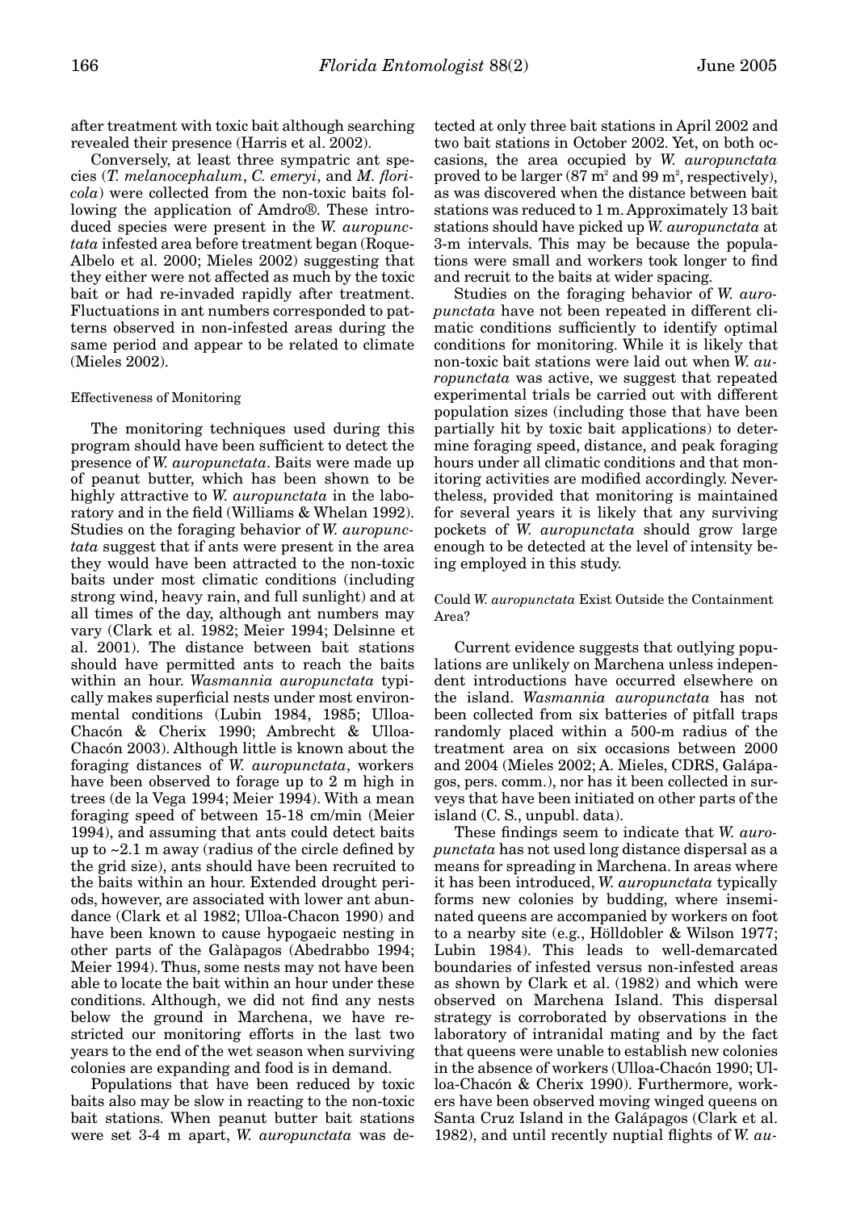after treatment with toxic bait although searching revealed their presence (Harris et al. 2002).

Conversely, at least three sympatric ant species (*T. melanocephalum*, *C. emeryi*, and *M. floricola*) were collected from the non-toxic baits following the application of Amdro®. These introduced species were present in the *W. auropunctata* infested area before treatment began (Roque-Albelo et al. 2000; Mieles 2002) suggesting that they either were not affected as much by the toxic bait or had re-invaded rapidly after treatment. Fluctuations in ant numbers corresponded to patterns observed in non-infested areas during the same period and appear to be related to climate (Mieles 2002).

#### Effectiveness of Monitoring

The monitoring techniques used during this program should have been sufficient to detect the presence of *W. auropunctata*. Baits were made up of peanut butter, which has been shown to be highly attractive to *W. auropunctata* in the laboratory and in the field (Williams & Whelan 1992). Studies on the foraging behavior of *W. auropunctata* suggest that if ants were present in the area they would have been attracted to the non-toxic baits under most climatic conditions (including strong wind, heavy rain, and full sunlight) and at all times of the day, although ant numbers may vary (Clark et al. 1982; Meier 1994; Delsinne et al. 2001). The distance between bait stations should have permitted ants to reach the baits within an hour. *Wasmannia auropunctata* typically makes superficial nests under most environmental conditions (Lubin 1984, 1985; Ulloa-Chacón & Cherix 1990; Ambrecht & Ulloa-Chacón 2003). Although little is known about the foraging distances of *W. auropunctata*, workers have been observed to forage up to 2 m high in trees (de la Vega 1994; Meier 1994). With a mean foraging speed of between 15-18 cm/min (Meier 1994), and assuming that ants could detect baits up to ~2.1 m away (radius of the circle defined by the grid size), ants should have been recruited to the baits within an hour. Extended drought periods, however, are associated with lower ant abundance (Clark et al 1982; Ulloa-Chacon 1990) and have been known to cause hypogaeic nesting in other parts of the Galàpagos (Abedrabbo 1994; Meier 1994). Thus, some nests may not have been able to locate the bait within an hour under these conditions. Although, we did not find any nests below the ground in Marchena, we have restricted our monitoring efforts in the last two years to the end of the wet season when surviving colonies are expanding and food is in demand.

Populations that have been reduced by toxic baits also may be slow in reacting to the non-toxic bait stations. When peanut butter bait stations were set 3-4 m apart, *W. auropunctata* was detected at only three bait stations in April 2002 and two bait stations in October 2002. Yet, on both occasions, the area occupied by *W. auropunctata* proved to be larger (87 m$^2$ and 99 m$^2$, respectively), as was discovered when the distance between bait stations was reduced to 1 m. Approximately 13 bait stations should have picked up *W. auropunctata* at 3-m intervals. This may be because the populations were small and workers took longer to find and recruit to the baits at wider spacing.

Studies on the foraging behavior of *W. auropunctata* have not been repeated in different climatic conditions sufficiently to identify optimal conditions for monitoring. While it is likely that non-toxic bait stations were laid out when *W. auropunctata* was active, we suggest that repeated experimental trials be carried out with different population sizes (including those that have been partially hit by toxic bait applications) to determine foraging speed, distance, and peak foraging hours under all climatic conditions and that monitoring activities are modified accordingly. Nevertheless, provided that monitoring is maintained for several years it is likely that any surviving pockets of *W. auropunctata* should grow large enough to be detected at the level of intensity being employed in this study.

#### Could *W. auropunctata* Exist Outside the Containment Area?

Current evidence suggests that outlying populations are unlikely on Marchena unless independent introductions have occurred elsewhere on the island. *Wasmannia auropunctata* has not been collected from six batteries of pitfall traps randomly placed within a 500-m radius of the treatment area on six occasions between 2000 and 2004 (Mieles 2002; A. Mieles, CDRS, Galápagos, pers. comm.), nor has it been collected in surveys that have been initiated on other parts of the island (C. S., unpubl. data).

These findings seem to indicate that *W. auropunctata* has not used long distance dispersal as a means for spreading in Marchena. In areas where it has been introduced, *W. auropunctata* typically forms new colonies by budding, where inseminated queens are accompanied by workers on foot to a nearby site (e.g., Hölldobler & Wilson 1977; Lubin 1984). This leads to well-demarcated boundaries of infested versus non-infested areas as shown by Clark et al. (1982) and which were observed on Marchena Island. This dispersal strategy is corroborated by observations in the laboratory of intranidal mating and by the fact that queens were unable to establish new colonies in the absence of workers (Ulloa-Chacón 1990; Ulloa-Chacón & Cherix 1990). Furthermore, workers have been observed moving winged queens on Santa Cruz Island in the Galápagos (Clark et al. 1982), and until recently nuptial flights of *W. au-*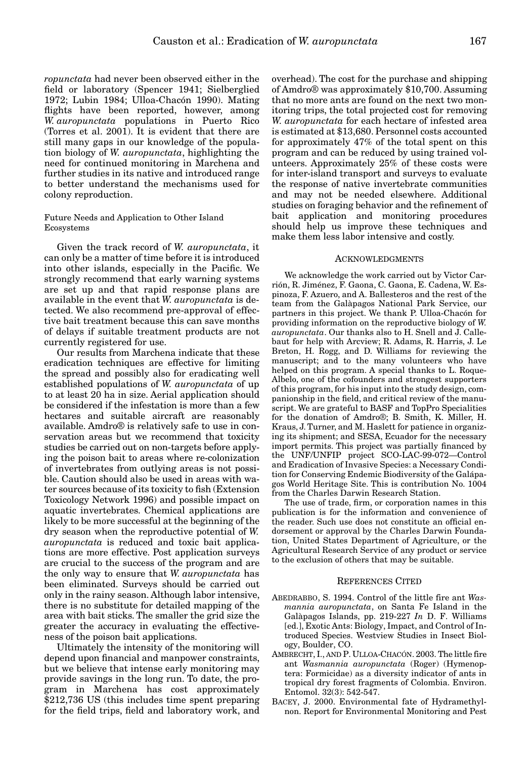*ropunctata* had never been observed either in the field or laboratory (Spencer 1941; Sielberglied 1972; Lubin 1984; Ulloa-Chacón 1990). Mating flights have been reported, however, among *W. auropunctata* populations in Puerto Rico (Torres et al. 2001). It is evident that there are still many gaps in our knowledge of the population biology of *W. auropunctata*, highlighting the need for continued monitoring in Marchena and further studies in its native and introduced range to better understand the mechanisms used for colony reproduction.

### Future Needs and Application to Other Island Ecosystems

Given the track record of *W. auropunctata*, it can only be a matter of time before it is introduced into other islands, especially in the Pacific. We strongly recommend that early warning systems are set up and that rapid response plans are available in the event that *W. auropunctata* is detected. We also recommend pre-approval of effective bait treatment because this can save months of delays if suitable treatment products are not currently registered for use.

Our results from Marchena indicate that these eradication techniques are effective for limiting the spread and possibly also for eradicating well established populations of *W. auropunctata* of up to at least 20 ha in size. Aerial application should be considered if the infestation is more than a few hectares and suitable aircraft are reasonably available. Amdro® is relatively safe to use in conservation areas but we recommend that toxicity studies be carried out on non-targets before applying the poison bait to areas where re-colonization of invertebrates from outlying areas is not possible. Caution should also be used in areas with water sources because of its toxicity to fish (Extension Toxicology Network 1996) and possible impact on aquatic invertebrates. Chemical applications are likely to be more successful at the beginning of the dry season when the reproductive potential of *W. auropunctata* is reduced and toxic bait applications are more effective. Post application surveys are crucial to the success of the program and are the only way to ensure that *W. auropunctata* has been eliminated. Surveys should be carried out only in the rainy season. Although labor intensive, there is no substitute for detailed mapping of the area with bait sticks. The smaller the grid size the greater the accuracy in evaluating the effectiveness of the poison bait applications.

Ultimately the intensity of the monitoring will depend upon financial and manpower constraints, but we believe that intense early monitoring may provide savings in the long run. To date, the program in Marchena has cost approximately $212,736 US (this includes time spent preparing for the field trips, field and laboratory work, and overhead). The cost for the purchase and shipping of Amdro® was approximately $10,700. Assuming that no more ants are found on the next two monitoring trips, the total projected cost for removing *W. auropunctata* for each hectare of infested area is estimated at $13,680. Personnel costs accounted for approximately 47% of the total spent on this program and can be reduced by using trained volunteers. Approximately 25% of these costs were for inter-island transport and surveys to evaluate the response of native invertebrate communities and may not be needed elsewhere. Additional studies on foraging behavior and the refinement of bait application and monitoring procedures should help us improve these techniques and make them less labor intensive and costly.

## Acknowledgments

We acknowledge the work carried out by Victor Carrión, R. Jiménez, F. Gaona, C. Gaona, E. Cadena, W. Espinoza, F. Azuero, and A. Ballesteros and the rest of the team from the Galàpagos National Park Service, our partners in this project. We thank P. Ulloa-Chacón for providing information on the reproductive biology of *W. auropunctata*. Our thanks also to H. Snell and J. Callebaut for help with Arcview; R. Adams, R. Harris, J. Le Breton, H. Rogg, and D. Williams for reviewing the manuscript; and to the many volunteers who have helped on this program. A special thanks to L. Roque-Albelo, one of the cofounders and strongest supporters of this program, for his input into the study design, companionship in the field, and critical review of the manuscript. We are grateful to BASF and TopPro Specialities for the donation of Amdro®; B. Smith, K. Miller, H. Kraus, J. Turner, and M. Haslett for patience in organizing its shipment; and SESA, Ecuador for the necessary import permits. This project was partially financed by the UNF/UNFIP project SCO-LAC-99-072—Control and Eradication of Invasive Species: a Necessary Condition for Conserving Endemic Biodiversity of the Galápagos World Heritage Site. This is contribution No. 1004 from the Charles Darwin Research Station.

The use of trade, firm, or corporation names in this publication is for the information and convenience of the reader. Such use does not constitute an official endorsement or approval by the Charles Darwin Foundation, United States Department of Agriculture, or the Agricultural Research Service of any product or service to the exclusion of others that may be suitable.

## References Cited

ABEDRABBO, S. 1994. Control of the little fire ant *Wasmannia auropunctata*, on Santa Fe Island in the Galàpagos Islands, pp. 219-227 *In* D. F. Williams [ed.], Exotic Ants: Biology, Impact, and Control of Introduced Species. Westview Studies in Insect Biology, Boulder, CO.

AMBRECHT, I., AND P. ULLOA-CHACÓN. 2003. The little fire ant *Wasmannia auropunctata* (Roger) (Hymenoptera: Formicidae) as a diversity indicator of ants in tropical dry forest fragments of Colombia. Environ. Entomol. 32(3): 542-547.

BACEY, J. 2000. Environmental fate of Hydramethylnon. Report for Environmental Monitoring and Pest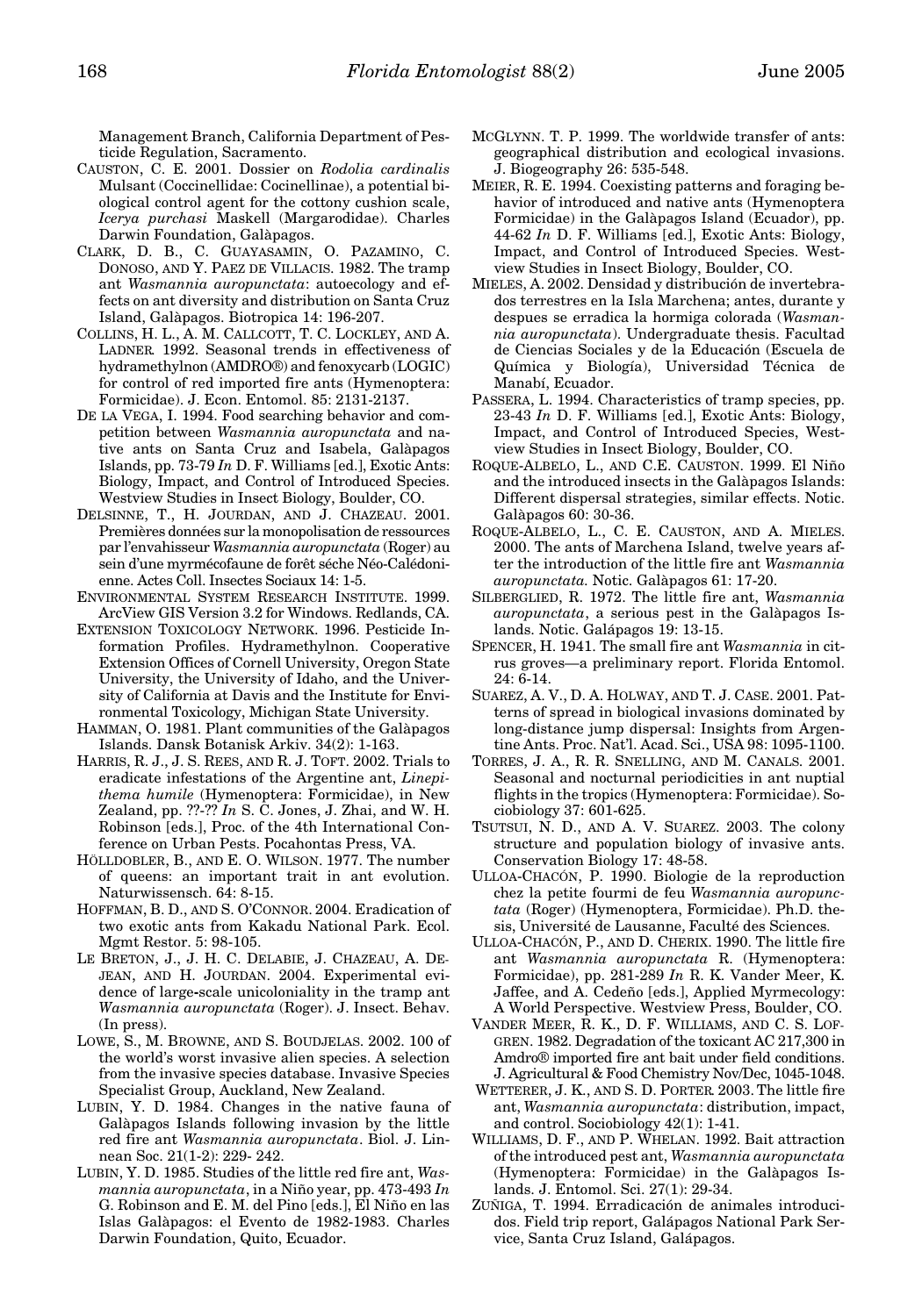Management Branch, California Department of Pesticide Regulation, Sacramento.

CAUSTON, C. E. 2001. Dossier on *Rodolia cardinalis* Mulsant (Coccinellidae: Cocinellinae), a potential biological control agent for the cottony cushion scale, *Icerya purchasi* Maskell (Margarodidae). Charles Darwin Foundation, Galàpagos.

CLARK, D. B., C. GUAYASAMIN, O. PAZAMINO, C. DONOSO, AND Y. PAEZ DE VILLACIS. 1982. The tramp ant *Wasmannia auropunctata*: autoecology and effects on ant diversity and distribution on Santa Cruz Island, Galàpagos. Biotropica 14: 196-207.

COLLINS, H. L., A. M. CALLCOTT, T. C. LOCKLEY, AND A. LADNER. 1992. Seasonal trends in effectiveness of hydramethylnon (AMDRO®) and fenoxycarb (LOGIC) for control of red imported fire ants (Hymenoptera: Formicidae). J. Econ. Entomol. 85: 2131-2137.

DE LA VEGA, I. 1994. Food searching behavior and competition between *Wasmannia auropunctata* and native ants on Santa Cruz and Isabela, Galàpagos Islands, pp. 73-79 *In* D. F. Williams [ed.], Exotic Ants: Biology, Impact, and Control of Introduced Species. Westview Studies in Insect Biology, Boulder, CO.

DELSINNE, T., H. JOURDAN, AND J. CHAZEAU. 2001. Premières données sur la monopolisation de ressources par l'envahisseur *Wasmannia auropunctata* (Roger) au sein d'une myrmécofaune de forêt séche Néo-Calédonienne. Actes Coll. Insectes Sociaux 14: 1-5.

ENVIRONMENTAL SYSTEM RESEARCH INSTITUTE. 1999. ArcView GIS Version 3.2 for Windows. Redlands, CA.

EXTENSION TOXICOLOGY NETWORK. 1996. Pesticide Information Profiles. Hydramethylnon. Cooperative Extension Offices of Cornell University, Oregon State University, the University of Idaho, and the University of California at Davis and the Institute for Environmental Toxicology, Michigan State University.

HAMMAN, O. 1981. Plant communities of the Galàpagos Islands. Dansk Botanisk Arkiv. 34(2): 1-163.

HARRIS, R. J., J. S. REES, AND R. J. TOFT. 2002. Trials to eradicate infestations of the Argentine ant, *Linepithema humile* (Hymenoptera: Formicidae), in New Zealand, pp. ??-?? *In* S. C. Jones, J. Zhai, and W. H. Robinson [eds.], Proc. of the 4th International Conference on Urban Pests. Pocahontas Press, VA.

HÖLLDOBLER, B., AND E. O. WILSON. 1977. The number of queens: an important trait in ant evolution. Naturwissensch. 64: 8-15.

HOFFMAN, B. D., AND S. O'CONNOR. 2004. Eradication of two exotic ants from Kakadu National Park. Ecol. Mgmt Restor. 5: 98-105.

LE BRETON, J., J. H. C. DELABIE, J. CHAZEAU, A. DEJEAN, AND H. JOURDAN. 2004. Experimental evidence of large-scale unicoloniality in the tramp ant *Wasmannia auropunctata* (Roger). J. Insect. Behav. (In press).

LOWE, S., M. BROWNE, AND S. BOUDJELAS. 2002. 100 of the world's worst invasive alien species. A selection from the invasive species database. Invasive Species Specialist Group, Auckland, New Zealand.

LUBIN, Y. D. 1984. Changes in the native fauna of Galàpagos Islands following invasion by the little red fire ant *Wasmannia auropunctata*. Biol. J. Linnean Soc. 21(1-2): 229- 242.

LUBIN, Y. D. 1985. Studies of the little red fire ant, *Wasmannia auropunctata*, in a Niño year, pp. 473-493 *In* G. Robinson and E. M. del Pino [eds.], El Niño en las Islas Galàpagos: el Evento de 1982-1983. Charles Darwin Foundation, Quito, Ecuador.

MCGLYNN. T. P. 1999. The worldwide transfer of ants: geographical distribution and ecological invasions. J. Biogeography 26: 535-548.

MEIER, R. E. 1994. Coexisting patterns and foraging behavior of introduced and native ants (Hymenoptera Formicidae) in the Galàpagos Island (Ecuador), pp. 44-62 *In* D. F. Williams [ed.], Exotic Ants: Biology, Impact, and Control of Introduced Species. Westview Studies in Insect Biology, Boulder, CO.

MIELES, A. 2002. Densidad y distribución de invertebrados terrestres en la Isla Marchena; antes, durante y despues se erradica la hormiga colorada (*Wasmannia auropunctata*). Undergraduate thesis. Facultad de Ciencias Sociales y de la Educación (Escuela de Química y Biología), Universidad Técnica de Manabí, Ecuador.

PASSERA, L. 1994. Characteristics of tramp species, pp. 23-43 *In* D. F. Williams [ed.], Exotic Ants: Biology, Impact, and Control of Introduced Species, Westview Studies in Insect Biology, Boulder, CO.

ROQUE-ALBELO, L., AND C.E. CAUSTON. 1999. El Niño and the introduced insects in the Galàpagos Islands: Different dispersal strategies, similar effects. Notic. Galàpagos 60: 30-36.

ROQUE-ALBELO, L., C. E. CAUSTON, AND A. MIELES. 2000. The ants of Marchena Island, twelve years after the introduction of the little fire ant *Wasmannia auropunctata.* Notic. Galàpagos 61: 17-20.

SILBERGLIED, R. 1972. The little fire ant, *Wasmannia auropunctata*, a serious pest in the Galàpagos Islands. Notic. Galápagos 19: 13-15.

SPENCER, H. 1941. The small fire ant *Wasmannia* in citrus groves—a preliminary report. Florida Entomol. 24: 6-14.

SUAREZ, A. V., D. A. HOLWAY, AND T. J. CASE. 2001. Patterns of spread in biological invasions dominated by long-distance jump dispersal: Insights from Argentine Ants. Proc. Nat'l. Acad. Sci., USA 98: 1095-1100.

TORRES, J. A., R. R. SNELLING, AND M. CANALS. 2001. Seasonal and nocturnal periodicities in ant nuptial flights in the tropics (Hymenoptera: Formicidae). Sociobiology 37: 601-625.

TSUTSUI, N. D., AND A. V. SUAREZ. 2003. The colony structure and population biology of invasive ants. Conservation Biology 17: 48-58.

ULLOA-CHACÓN, P. 1990. Biologie de la reproduction chez la petite fourmi de feu *Wasmannia auropunctata* (Roger) (Hymenoptera, Formicidae). Ph.D. thesis, Université de Lausanne, Faculté des Sciences.

ULLOA-CHACÓN, P., AND D. CHERIX. 1990. The little fire ant *Wasmannia auropunctata* R. (Hymenoptera: Formicidae), pp. 281-289 *In* R. K. Vander Meer, K. Jaffee, and A. Cedeño [eds.], Applied Myrmecology: A World Perspective. Westview Press, Boulder, CO.

VANDER MEER, R. K., D. F. WILLIAMS, AND C. S. LOFGREN. 1982. Degradation of the toxicant AC 217,300 in Amdro® imported fire ant bait under field conditions. J. Agricultural & Food Chemistry Nov/Dec, 1045-1048.

WETTERER, J. K., AND S. D. PORTER. 2003. The little fire ant, *Wasmannia auropunctata*: distribution, impact, and control. Sociobiology 42(1): 1-41.

WILLIAMS, D. F., AND P. WHELAN. 1992. Bait attraction of the introduced pest ant, *Wasmannia auropunctata* (Hymenoptera: Formicidae) in the Galàpagos Islands. J. Entomol. Sci. 27(1): 29-34.

ZUÑIGA, T. 1994. Erradicación de animales introducidos. Field trip report, Galápagos National Park Service, Santa Cruz Island, Galápagos.